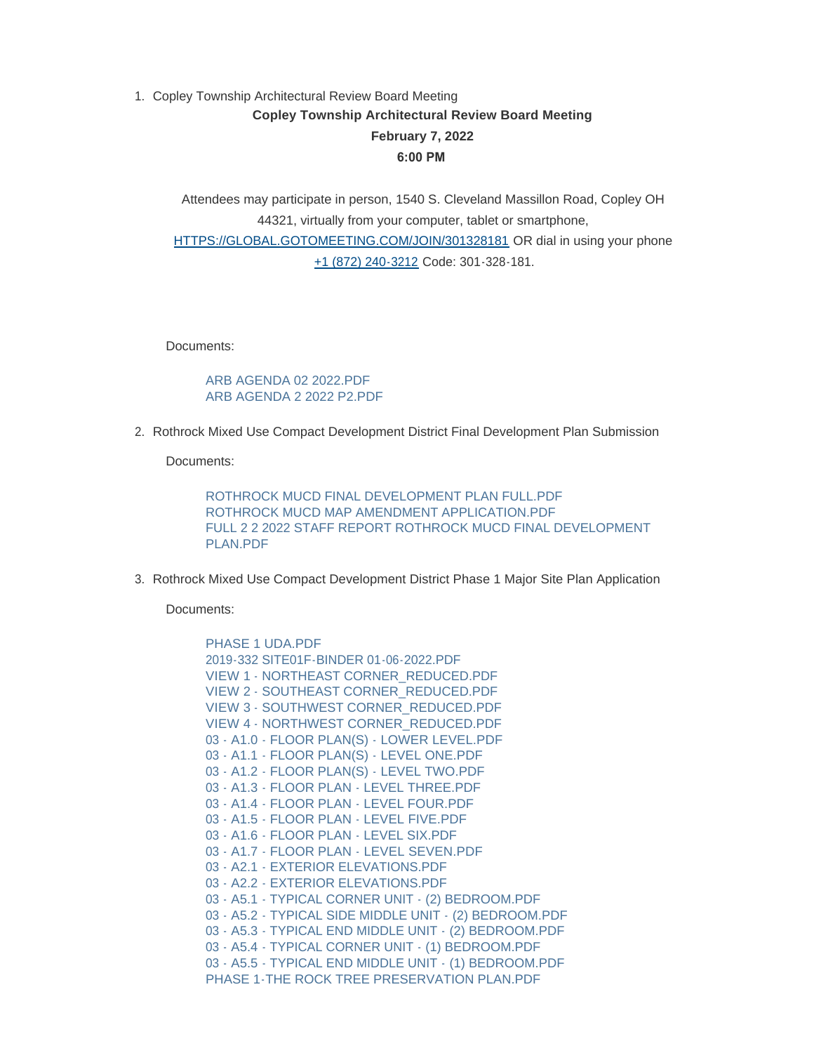1. Copley Township Architectural Review Board Meeting

**Copley Township Architectural Review Board Meeting**

**February 7, 2022**

**6:00 PM**

Attendees may participate in person, 1540 S. Cleveland Massillon Road, Copley OH 44321, virtually from your computer, tablet or smartphone, [HTTPS://GLOBAL.GOTOMEETING.COM/JOIN/301328181](HTTPS://GLOBAL.GOTOMEETING.COM/JOIN/301328181) OR dial in using your phone +1 (872) 240-3212 Code: 301-328-181.

Documents:

ARB AGENDA 02 2022.PDF
ARB AGENDA 2 2022 P2.PDF

2. Rothrock Mixed Use Compact Development District Final Development Plan Submission

Documents:

ROTHROCK MUCD FINAL DEVELOPMENT PLAN FULL.PDF
ROTHROCK MUCD MAP AMENDMENT APPLICATION.PDF
FULL 2 2 2022 STAFF REPORT ROTHROCK MUCD FINAL DEVELOPMENT PLAN.PDF

3. Rothrock Mixed Use Compact Development District Phase 1 Major Site Plan Application

Documents:

PHASE 1 UDA.PDF
2019-332 SITE01F-BINDER 01-06-2022.PDF
VIEW 1 - NORTHEAST CORNER_REDUCED.PDF
VIEW 2 - SOUTHEAST CORNER_REDUCED.PDF
VIEW 3 - SOUTHWEST CORNER_REDUCED.PDF
VIEW 4 - NORTHWEST CORNER_REDUCED.PDF
03 - A1.0 - FLOOR PLAN(S) - LOWER LEVEL.PDF
03 - A1.1 - FLOOR PLAN(S) - LEVEL ONE.PDF
03 - A1.2 - FLOOR PLAN(S) - LEVEL TWO.PDF
03 - A1.3 - FLOOR PLAN - LEVEL THREE.PDF
03 - A1.4 - FLOOR PLAN - LEVEL FOUR.PDF
03 - A1.5 - FLOOR PLAN - LEVEL FIVE.PDF
03 - A1.6 - FLOOR PLAN - LEVEL SIX.PDF
03 - A1.7 - FLOOR PLAN - LEVEL SEVEN.PDF
03 - A2.1 - EXTERIOR ELEVATIONS.PDF
03 - A2.2 - EXTERIOR ELEVATIONS.PDF
03 - A5.1 - TYPICAL CORNER UNIT - (2) BEDROOM.PDF
03 - A5.2 - TYPICAL SIDE MIDDLE UNIT - (2) BEDROOM.PDF
03 - A5.3 - TYPICAL END MIDDLE UNIT - (2) BEDROOM.PDF
03 - A5.4 - TYPICAL CORNER UNIT - (1) BEDROOM.PDF
03 - A5.5 - TYPICAL END MIDDLE UNIT - (1) BEDROOM.PDF
PHASE 1-THE ROCK TREE PRESERVATION PLAN.PDF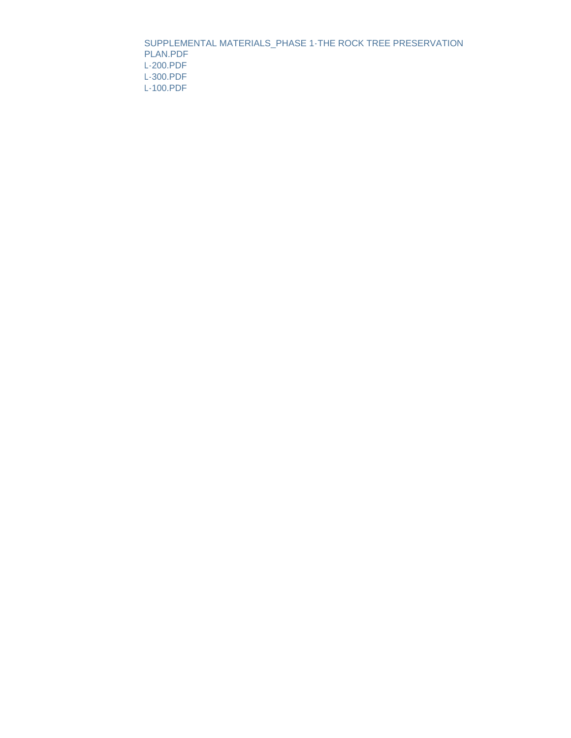SUPPLEMENTAL MATERIALS_PHASE 1-THE ROCK TREE PRESERVATION PLAN.PDF
L-200.PDF
L-300.PDF
L-100.PDF